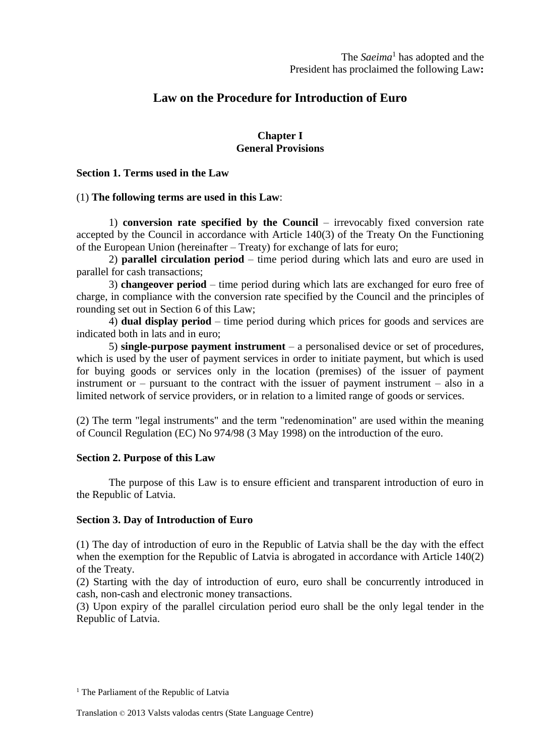The *Saeima*[1] has adopted and the President has proclaimed the following Law**:**

# Law on the Procedure for Introduction of Euro

## Chapter I
## General Provisions

### Section 1. Terms used in the Law

(1) **The following terms are used in this Law**:

1) **conversion rate specified by the Council** – irrevocably fixed conversion rate accepted by the Council in accordance with Article 140(3) of the Treaty On the Functioning of the European Union (hereinafter – Treaty) for exchange of lats for euro;

2) **parallel circulation period** – time period during which lats and euro are used in parallel for cash transactions;

3) **changeover period** – time period during which lats are exchanged for euro free of charge, in compliance with the conversion rate specified by the Council and the principles of rounding set out in Section 6 of this Law;

4) **dual display period** – time period during which prices for goods and services are indicated both in lats and in euro;

5) **single-purpose payment instrument** – a personalised device or set of procedures, which is used by the user of payment services in order to initiate payment, but which is used for buying goods or services only in the location (premises) of the issuer of payment instrument or – pursuant to the contract with the issuer of payment instrument – also in a limited network of service providers, or in relation to a limited range of goods or services.

(2) The term "legal instruments" and the term "redenomination" are used within the meaning of Council Regulation (EC) No 974/98 (3 May 1998) on the introduction of the euro.

### Section 2. Purpose of this Law

The purpose of this Law is to ensure efficient and transparent introduction of euro in the Republic of Latvia.

### Section 3. Day of Introduction of Euro

(1) The day of introduction of euro in the Republic of Latvia shall be the day with the effect when the exemption for the Republic of Latvia is abrogated in accordance with Article 140(2) of the Treaty.
(2) Starting with the day of introduction of euro, euro shall be concurrently introduced in cash, non-cash and electronic money transactions.
(3) Upon expiry of the parallel circulation period euro shall be the only legal tender in the Republic of Latvia.

[1] The Parliament of the Republic of Latvia

Translation © 2013 Valsts valodas centrs (State Language Centre)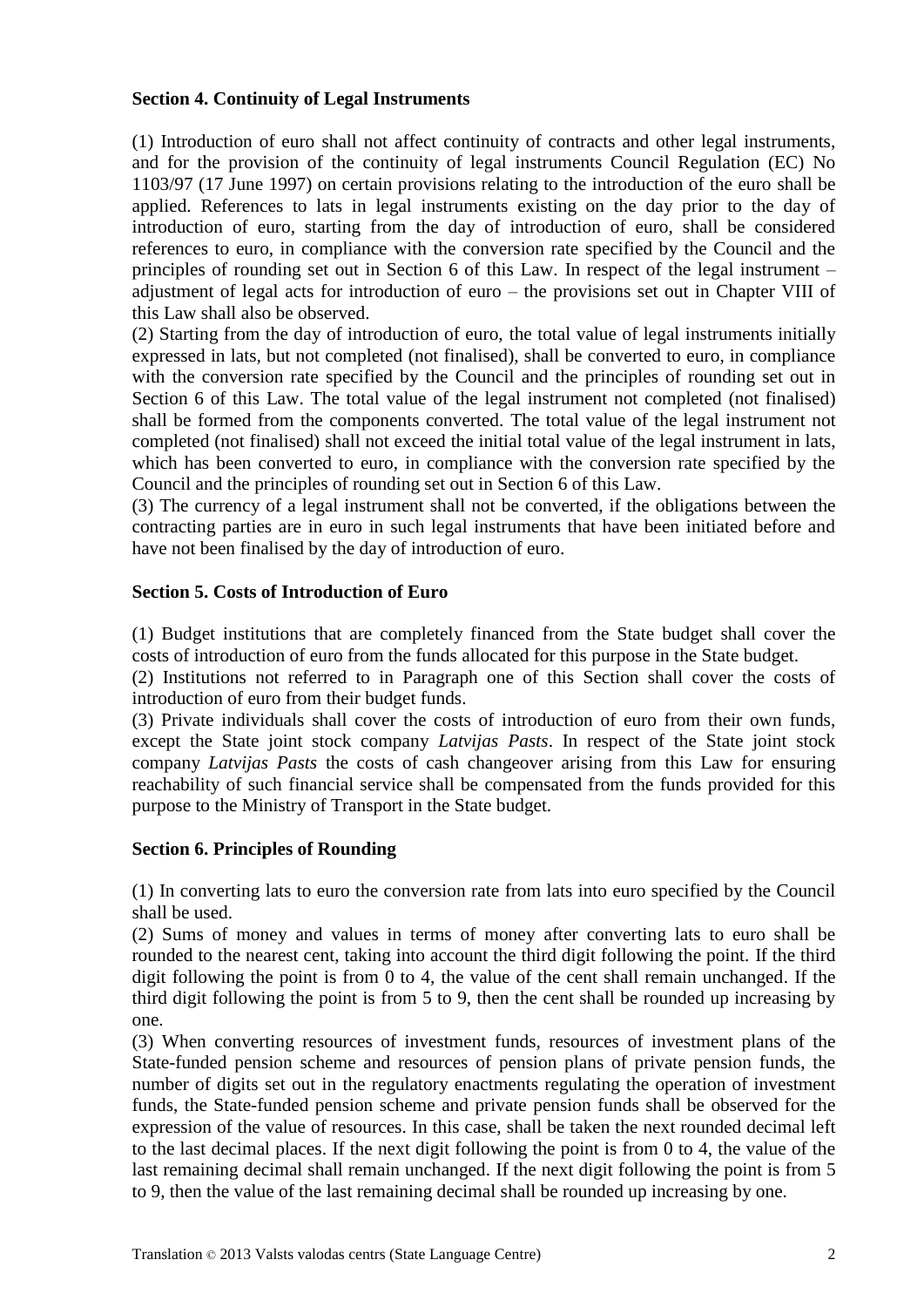**Section 4. Continuity of Legal Instruments**

(1) Introduction of euro shall not affect continuity of contracts and other legal instruments, and for the provision of the continuity of legal instruments Council Regulation (EC) No 1103/97 (17 June 1997) on certain provisions relating to the introduction of the euro shall be applied. References to lats in legal instruments existing on the day prior to the day of introduction of euro, starting from the day of introduction of euro, shall be considered references to euro, in compliance with the conversion rate specified by the Council and the principles of rounding set out in Section 6 of this Law. In respect of the legal instrument – adjustment of legal acts for introduction of euro – the provisions set out in Chapter VIII of this Law shall also be observed.

(2) Starting from the day of introduction of euro, the total value of legal instruments initially expressed in lats, but not completed (not finalised), shall be converted to euro, in compliance with the conversion rate specified by the Council and the principles of rounding set out in Section 6 of this Law. The total value of the legal instrument not completed (not finalised) shall be formed from the components converted. The total value of the legal instrument not completed (not finalised) shall not exceed the initial total value of the legal instrument in lats, which has been converted to euro, in compliance with the conversion rate specified by the Council and the principles of rounding set out in Section 6 of this Law.

(3) The currency of a legal instrument shall not be converted, if the obligations between the contracting parties are in euro in such legal instruments that have been initiated before and have not been finalised by the day of introduction of euro.

**Section 5. Costs of Introduction of Euro**

(1) Budget institutions that are completely financed from the State budget shall cover the costs of introduction of euro from the funds allocated for this purpose in the State budget.

(2) Institutions not referred to in Paragraph one of this Section shall cover the costs of introduction of euro from their budget funds.

(3) Private individuals shall cover the costs of introduction of euro from their own funds, except the State joint stock company *Latvijas Pasts*. In respect of the State joint stock company *Latvijas Pasts* the costs of cash changeover arising from this Law for ensuring reachability of such financial service shall be compensated from the funds provided for this purpose to the Ministry of Transport in the State budget.

**Section 6. Principles of Rounding**

(1) In converting lats to euro the conversion rate from lats into euro specified by the Council shall be used.

(2) Sums of money and values in terms of money after converting lats to euro shall be rounded to the nearest cent, taking into account the third digit following the point. If the third digit following the point is from 0 to 4, the value of the cent shall remain unchanged. If the third digit following the point is from 5 to 9, then the cent shall be rounded up increasing by one.

(3) When converting resources of investment funds, resources of investment plans of the State-funded pension scheme and resources of pension plans of private pension funds, the number of digits set out in the regulatory enactments regulating the operation of investment funds, the State-funded pension scheme and private pension funds shall be observed for the expression of the value of resources. In this case, shall be taken the next rounded decimal left to the last decimal places. If the next digit following the point is from 0 to 4, the value of the last remaining decimal shall remain unchanged. If the next digit following the point is from 5 to 9, then the value of the last remaining decimal shall be rounded up increasing by one.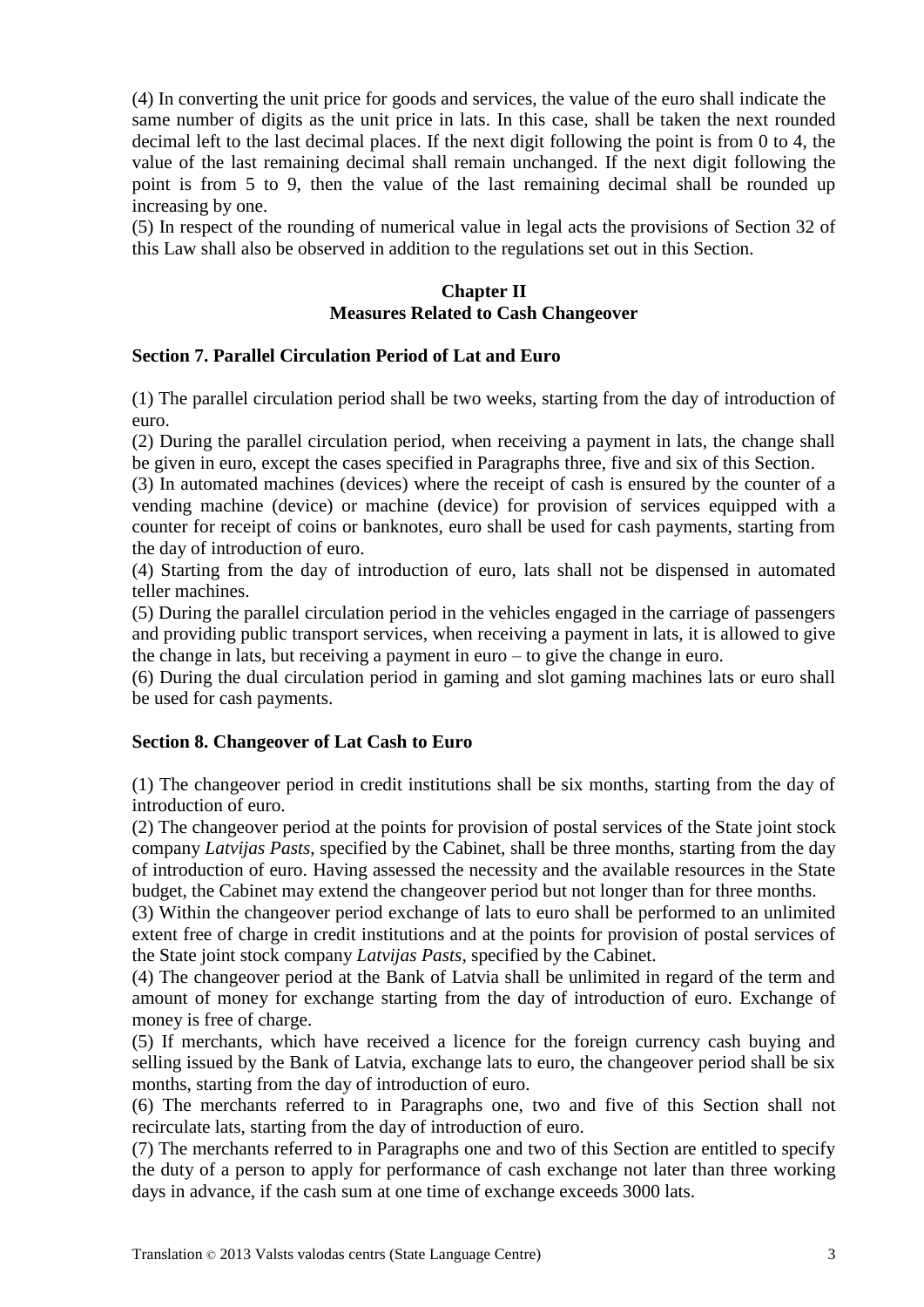(4) In converting the unit price for goods and services, the value of the euro shall indicate the same number of digits as the unit price in lats. In this case, shall be taken the next rounded decimal left to the last decimal places. If the next digit following the point is from 0 to 4, the value of the last remaining decimal shall remain unchanged. If the next digit following the point is from 5 to 9, then the value of the last remaining decimal shall be rounded up increasing by one.

(5) In respect of the rounding of numerical value in legal acts the provisions of Section 32 of this Law shall also be observed in addition to the regulations set out in this Section.

## Chapter II
## Measures Related to Cash Changeover

### Section 7. Parallel Circulation Period of Lat and Euro

(1) The parallel circulation period shall be two weeks, starting from the day of introduction of euro.

(2) During the parallel circulation period, when receiving a payment in lats, the change shall be given in euro, except the cases specified in Paragraphs three, five and six of this Section.

(3) In automated machines (devices) where the receipt of cash is ensured by the counter of a vending machine (device) or machine (device) for provision of services equipped with a counter for receipt of coins or banknotes, euro shall be used for cash payments, starting from the day of introduction of euro.

(4) Starting from the day of introduction of euro, lats shall not be dispensed in automated teller machines.

(5) During the parallel circulation period in the vehicles engaged in the carriage of passengers and providing public transport services, when receiving a payment in lats, it is allowed to give the change in lats, but receiving a payment in euro – to give the change in euro.

(6) During the dual circulation period in gaming and slot gaming machines lats or euro shall be used for cash payments.

### Section 8. Changeover of Lat Cash to Euro

(1) The changeover period in credit institutions shall be six months, starting from the day of introduction of euro.

(2) The changeover period at the points for provision of postal services of the State joint stock company *Latvijas Pasts*, specified by the Cabinet, shall be three months, starting from the day of introduction of euro. Having assessed the necessity and the available resources in the State budget, the Cabinet may extend the changeover period but not longer than for three months.

(3) Within the changeover period exchange of lats to euro shall be performed to an unlimited extent free of charge in credit institutions and at the points for provision of postal services of the State joint stock company *Latvijas Pasts*, specified by the Cabinet.

(4) The changeover period at the Bank of Latvia shall be unlimited in regard of the term and amount of money for exchange starting from the day of introduction of euro. Exchange of money is free of charge.

(5) If merchants, which have received a licence for the foreign currency cash buying and selling issued by the Bank of Latvia, exchange lats to euro, the changeover period shall be six months, starting from the day of introduction of euro.

(6) The merchants referred to in Paragraphs one, two and five of this Section shall not recirculate lats, starting from the day of introduction of euro.

(7) The merchants referred to in Paragraphs one and two of this Section are entitled to specify the duty of a person to apply for performance of cash exchange not later than three working days in advance, if the cash sum at one time of exchange exceeds 3000 lats.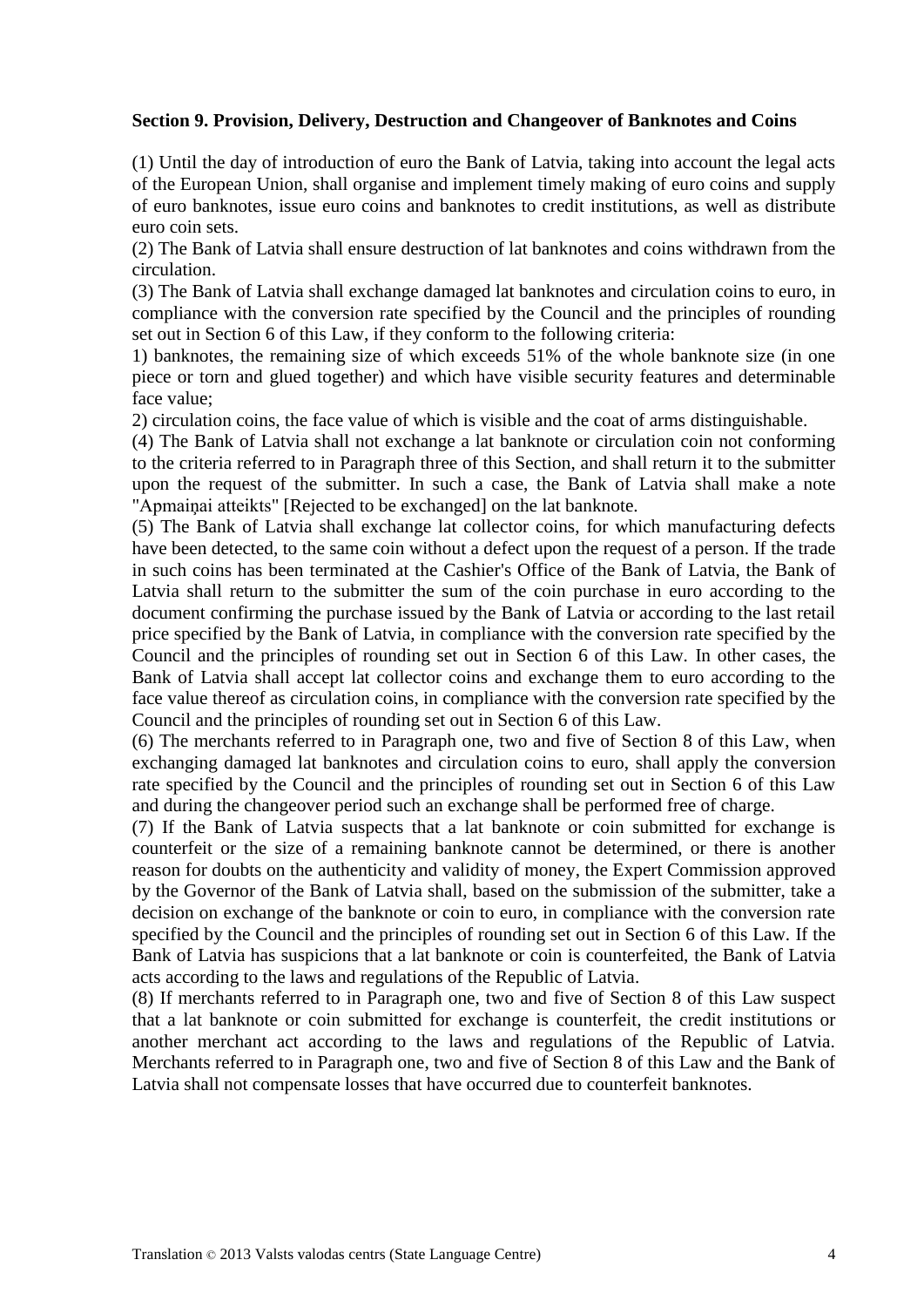**Section 9. Provision, Delivery, Destruction and Changeover of Banknotes and Coins**

(1) Until the day of introduction of euro the Bank of Latvia, taking into account the legal acts of the European Union, shall organise and implement timely making of euro coins and supply of euro banknotes, issue euro coins and banknotes to credit institutions, as well as distribute euro coin sets.

(2) The Bank of Latvia shall ensure destruction of lat banknotes and coins withdrawn from the circulation.

(3) The Bank of Latvia shall exchange damaged lat banknotes and circulation coins to euro, in compliance with the conversion rate specified by the Council and the principles of rounding set out in Section 6 of this Law, if they conform to the following criteria:

1) banknotes, the remaining size of which exceeds 51% of the whole banknote size (in one piece or torn and glued together) and which have visible security features and determinable face value;

2) circulation coins, the face value of which is visible and the coat of arms distinguishable.

(4) The Bank of Latvia shall not exchange a lat banknote or circulation coin not conforming to the criteria referred to in Paragraph three of this Section, and shall return it to the submitter upon the request of the submitter. In such a case, the Bank of Latvia shall make a note "Apmaiņai atteikts" [Rejected to be exchanged] on the lat banknote.

(5) The Bank of Latvia shall exchange lat collector coins, for which manufacturing defects have been detected, to the same coin without a defect upon the request of a person. If the trade in such coins has been terminated at the Cashier's Office of the Bank of Latvia, the Bank of Latvia shall return to the submitter the sum of the coin purchase in euro according to the document confirming the purchase issued by the Bank of Latvia or according to the last retail price specified by the Bank of Latvia, in compliance with the conversion rate specified by the Council and the principles of rounding set out in Section 6 of this Law. In other cases, the Bank of Latvia shall accept lat collector coins and exchange them to euro according to the face value thereof as circulation coins, in compliance with the conversion rate specified by the Council and the principles of rounding set out in Section 6 of this Law.

(6) The merchants referred to in Paragraph one, two and five of Section 8 of this Law, when exchanging damaged lat banknotes and circulation coins to euro, shall apply the conversion rate specified by the Council and the principles of rounding set out in Section 6 of this Law and during the changeover period such an exchange shall be performed free of charge.

(7) If the Bank of Latvia suspects that a lat banknote or coin submitted for exchange is counterfeit or the size of a remaining banknote cannot be determined, or there is another reason for doubts on the authenticity and validity of money, the Expert Commission approved by the Governor of the Bank of Latvia shall, based on the submission of the submitter, take a decision on exchange of the banknote or coin to euro, in compliance with the conversion rate specified by the Council and the principles of rounding set out in Section 6 of this Law. If the Bank of Latvia has suspicions that a lat banknote or coin is counterfeited, the Bank of Latvia acts according to the laws and regulations of the Republic of Latvia.

(8) If merchants referred to in Paragraph one, two and five of Section 8 of this Law suspect that a lat banknote or coin submitted for exchange is counterfeit, the credit institutions or another merchant act according to the laws and regulations of the Republic of Latvia. Merchants referred to in Paragraph one, two and five of Section 8 of this Law and the Bank of Latvia shall not compensate losses that have occurred due to counterfeit banknotes.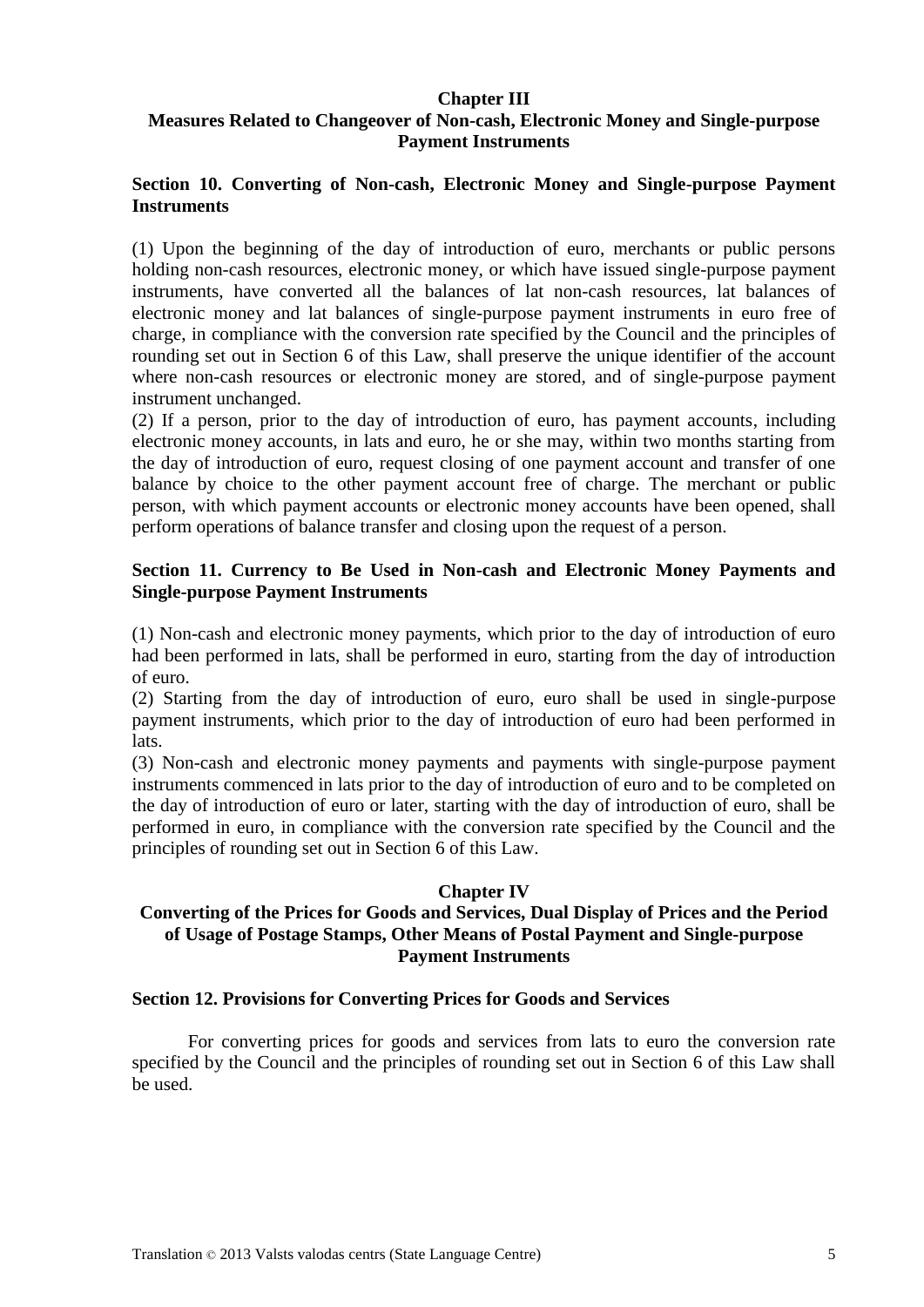## Chapter III
## Measures Related to Changeover of Non-cash, Electronic Money and Single-purpose Payment Instruments

### Section 10. Converting of Non-cash, Electronic Money and Single-purpose Payment Instruments

(1) Upon the beginning of the day of introduction of euro, merchants or public persons holding non-cash resources, electronic money, or which have issued single-purpose payment instruments, have converted all the balances of lat non-cash resources, lat balances of electronic money and lat balances of single-purpose payment instruments in euro free of charge, in compliance with the conversion rate specified by the Council and the principles of rounding set out in Section 6 of this Law, shall preserve the unique identifier of the account where non-cash resources or electronic money are stored, and of single-purpose payment instrument unchanged.

(2) If a person, prior to the day of introduction of euro, has payment accounts, including electronic money accounts, in lats and euro, he or she may, within two months starting from the day of introduction of euro, request closing of one payment account and transfer of one balance by choice to the other payment account free of charge. The merchant or public person, with which payment accounts or electronic money accounts have been opened, shall perform operations of balance transfer and closing upon the request of a person.

### Section 11. Currency to Be Used in Non-cash and Electronic Money Payments and Single-purpose Payment Instruments

(1) Non-cash and electronic money payments, which prior to the day of introduction of euro had been performed in lats, shall be performed in euro, starting from the day of introduction of euro.

(2) Starting from the day of introduction of euro, euro shall be used in single-purpose payment instruments, which prior to the day of introduction of euro had been performed in lats.

(3) Non-cash and electronic money payments and payments with single-purpose payment instruments commenced in lats prior to the day of introduction of euro and to be completed on the day of introduction of euro or later, starting with the day of introduction of euro, shall be performed in euro, in compliance with the conversion rate specified by the Council and the principles of rounding set out in Section 6 of this Law.

## Chapter IV
## Converting of the Prices for Goods and Services, Dual Display of Prices and the Period of Usage of Postage Stamps, Other Means of Postal Payment and Single-purpose Payment Instruments

### Section 12. Provisions for Converting Prices for Goods and Services

For converting prices for goods and services from lats to euro the conversion rate specified by the Council and the principles of rounding set out in Section 6 of this Law shall be used.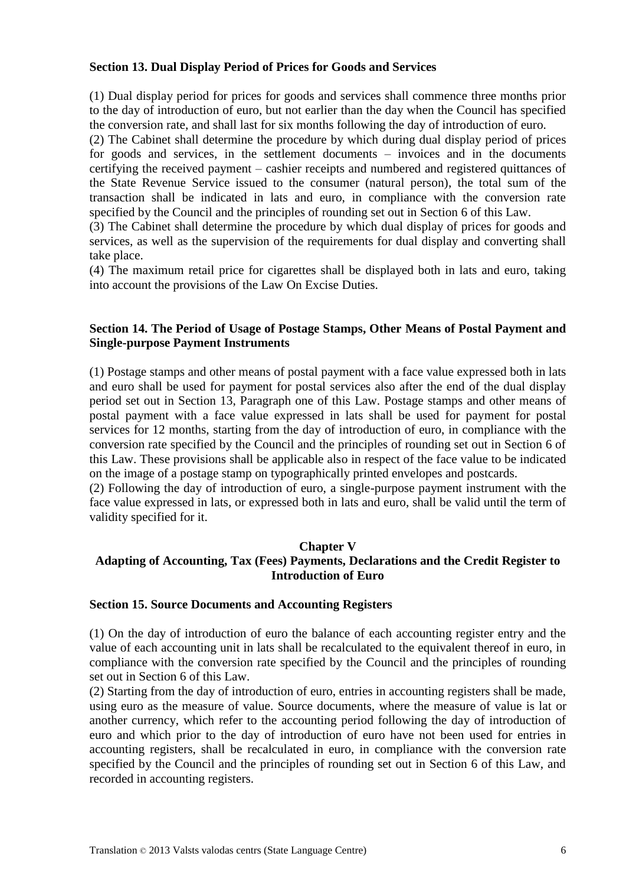**Section 13. Dual Display Period of Prices for Goods and Services**

(1) Dual display period for prices for goods and services shall commence three months prior to the day of introduction of euro, but not earlier than the day when the Council has specified the conversion rate, and shall last for six months following the day of introduction of euro.

(2) The Cabinet shall determine the procedure by which during dual display period of prices for goods and services, in the settlement documents – invoices and in the documents certifying the received payment – cashier receipts and numbered and registered quittances of the State Revenue Service issued to the consumer (natural person), the total sum of the transaction shall be indicated in lats and euro, in compliance with the conversion rate specified by the Council and the principles of rounding set out in Section 6 of this Law.

(3) The Cabinet shall determine the procedure by which dual display of prices for goods and services, as well as the supervision of the requirements for dual display and converting shall take place.

(4) The maximum retail price for cigarettes shall be displayed both in lats and euro, taking into account the provisions of the Law On Excise Duties.

**Section 14. The Period of Usage of Postage Stamps, Other Means of Postal Payment and Single-purpose Payment Instruments**

(1) Postage stamps and other means of postal payment with a face value expressed both in lats and euro shall be used for payment for postal services also after the end of the dual display period set out in Section 13, Paragraph one of this Law. Postage stamps and other means of postal payment with a face value expressed in lats shall be used for payment for postal services for 12 months, starting from the day of introduction of euro, in compliance with the conversion rate specified by the Council and the principles of rounding set out in Section 6 of this Law. These provisions shall be applicable also in respect of the face value to be indicated on the image of a postage stamp on typographically printed envelopes and postcards.

(2) Following the day of introduction of euro, a single-purpose payment instrument with the face value expressed in lats, or expressed both in lats and euro, shall be valid until the term of validity specified for it.

## Chapter V
## Adapting of Accounting, Tax (Fees) Payments, Declarations and the Credit Register to Introduction of Euro

**Section 15. Source Documents and Accounting Registers**

(1) On the day of introduction of euro the balance of each accounting register entry and the value of each accounting unit in lats shall be recalculated to the equivalent thereof in euro, in compliance with the conversion rate specified by the Council and the principles of rounding set out in Section 6 of this Law.

(2) Starting from the day of introduction of euro, entries in accounting registers shall be made, using euro as the measure of value. Source documents, where the measure of value is lat or another currency, which refer to the accounting period following the day of introduction of euro and which prior to the day of introduction of euro have not been used for entries in accounting registers, shall be recalculated in euro, in compliance with the conversion rate specified by the Council and the principles of rounding set out in Section 6 of this Law, and recorded in accounting registers.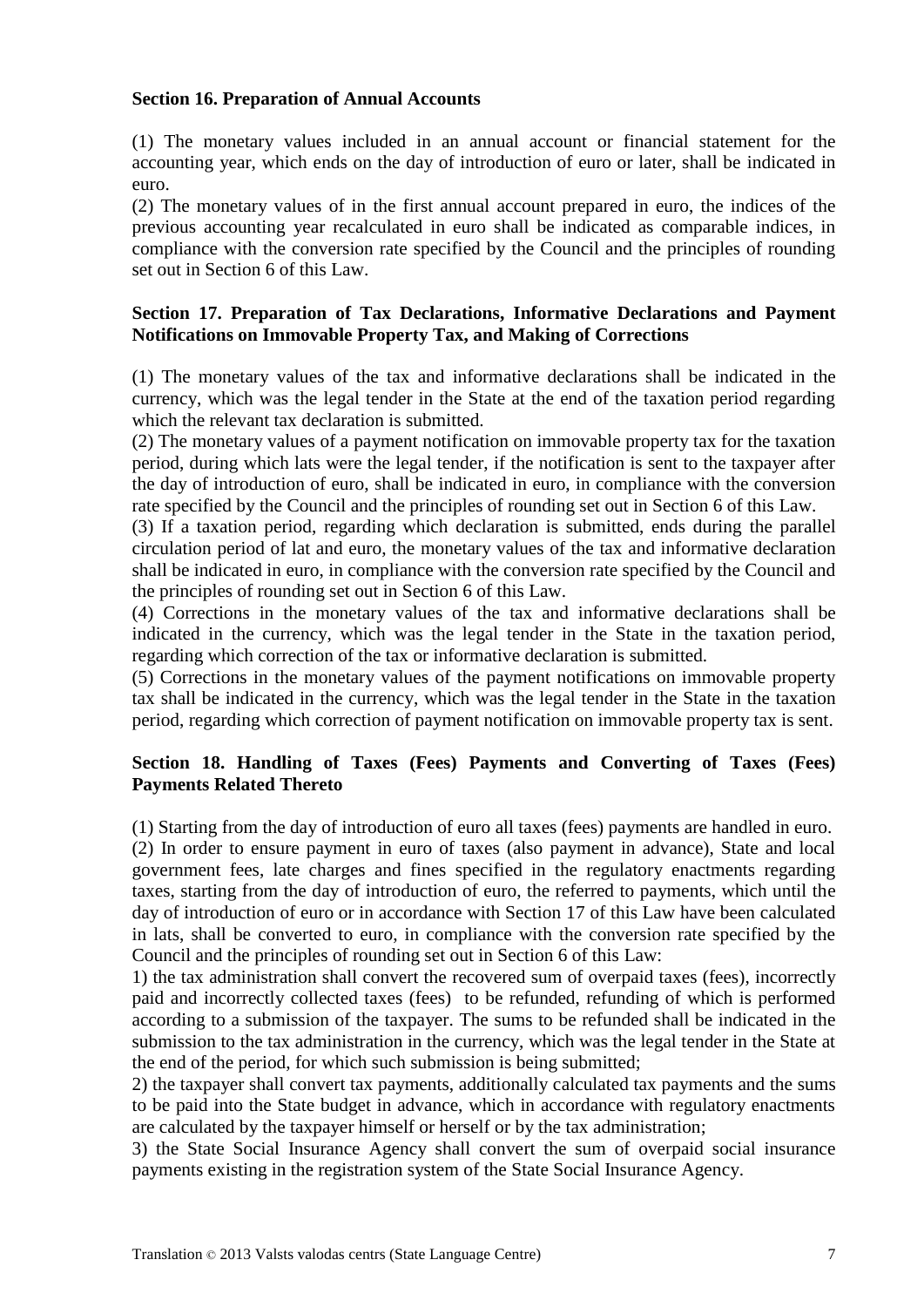**Section 16. Preparation of Annual Accounts**

(1) The monetary values included in an annual account or financial statement for the accounting year, which ends on the day of introduction of euro or later, shall be indicated in euro.

(2) The monetary values of in the first annual account prepared in euro, the indices of the previous accounting year recalculated in euro shall be indicated as comparable indices, in compliance with the conversion rate specified by the Council and the principles of rounding set out in Section 6 of this Law.

**Section 17. Preparation of Tax Declarations, Informative Declarations and Payment Notifications on Immovable Property Tax, and Making of Corrections**

(1) The monetary values of the tax and informative declarations shall be indicated in the currency, which was the legal tender in the State at the end of the taxation period regarding which the relevant tax declaration is submitted.

(2) The monetary values of a payment notification on immovable property tax for the taxation period, during which lats were the legal tender, if the notification is sent to the taxpayer after the day of introduction of euro, shall be indicated in euro, in compliance with the conversion rate specified by the Council and the principles of rounding set out in Section 6 of this Law.

(3) If a taxation period, regarding which declaration is submitted, ends during the parallel circulation period of lat and euro, the monetary values of the tax and informative declaration shall be indicated in euro, in compliance with the conversion rate specified by the Council and the principles of rounding set out in Section 6 of this Law.

(4) Corrections in the monetary values of the tax and informative declarations shall be indicated in the currency, which was the legal tender in the State in the taxation period, regarding which correction of the tax or informative declaration is submitted.

(5) Corrections in the monetary values of the payment notifications on immovable property tax shall be indicated in the currency, which was the legal tender in the State in the taxation period, regarding which correction of payment notification on immovable property tax is sent.

**Section 18. Handling of Taxes (Fees) Payments and Converting of Taxes (Fees) Payments Related Thereto**

(1) Starting from the day of introduction of euro all taxes (fees) payments are handled in euro.

(2) In order to ensure payment in euro of taxes (also payment in advance), State and local government fees, late charges and fines specified in the regulatory enactments regarding taxes, starting from the day of introduction of euro, the referred to payments, which until the day of introduction of euro or in accordance with Section 17 of this Law have been calculated in lats, shall be converted to euro, in compliance with the conversion rate specified by the Council and the principles of rounding set out in Section 6 of this Law:

1) the tax administration shall convert the recovered sum of overpaid taxes (fees), incorrectly paid and incorrectly collected taxes (fees) to be refunded, refunding of which is performed according to a submission of the taxpayer. The sums to be refunded shall be indicated in the submission to the tax administration in the currency, which was the legal tender in the State at the end of the period, for which such submission is being submitted;

2) the taxpayer shall convert tax payments, additionally calculated tax payments and the sums to be paid into the State budget in advance, which in accordance with regulatory enactments are calculated by the taxpayer himself or herself or by the tax administration;

3) the State Social Insurance Agency shall convert the sum of overpaid social insurance payments existing in the registration system of the State Social Insurance Agency.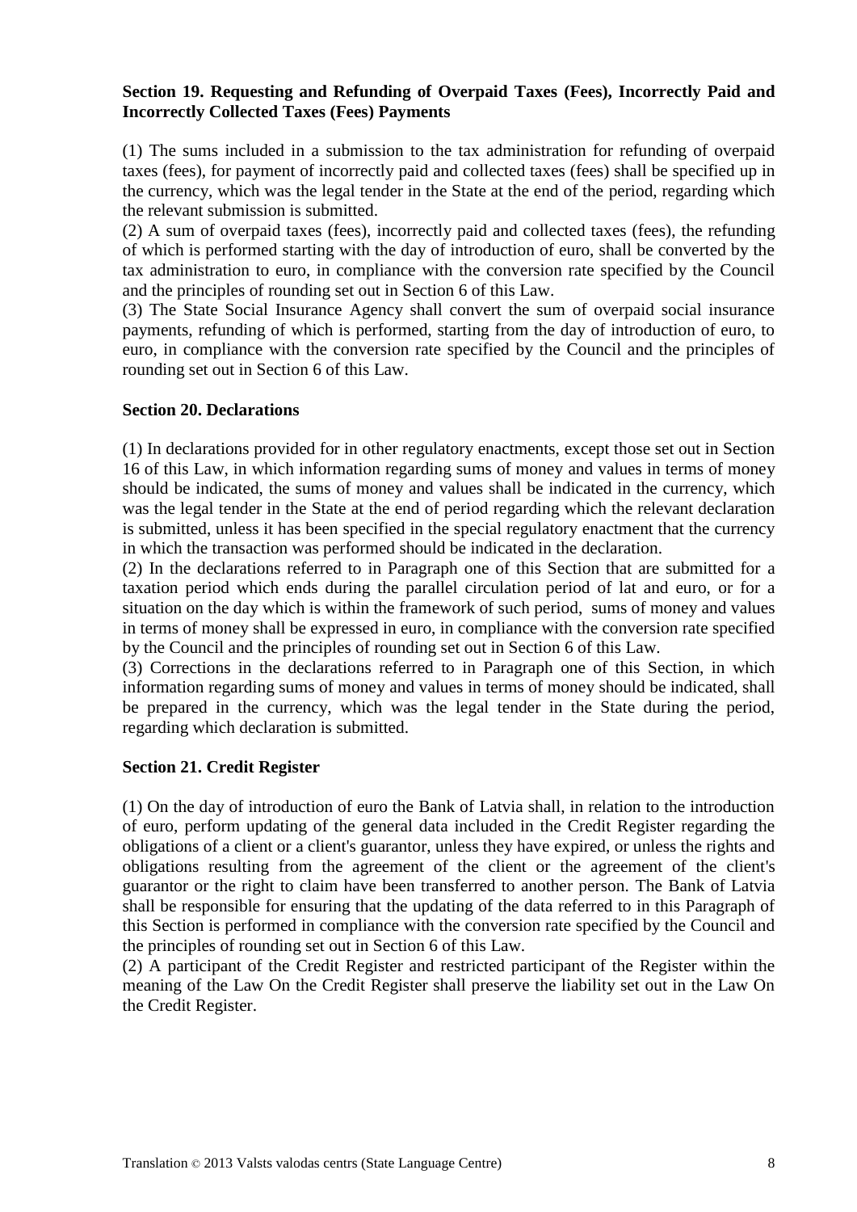**Section 19. Requesting and Refunding of Overpaid Taxes (Fees), Incorrectly Paid and Incorrectly Collected Taxes (Fees) Payments**

(1) The sums included in a submission to the tax administration for refunding of overpaid taxes (fees), for payment of incorrectly paid and collected taxes (fees) shall be specified up in the currency, which was the legal tender in the State at the end of the period, regarding which the relevant submission is submitted.
(2) A sum of overpaid taxes (fees), incorrectly paid and collected taxes (fees), the refunding of which is performed starting with the day of introduction of euro, shall be converted by the tax administration to euro, in compliance with the conversion rate specified by the Council and the principles of rounding set out in Section 6 of this Law.
(3) The State Social Insurance Agency shall convert the sum of overpaid social insurance payments, refunding of which is performed, starting from the day of introduction of euro, to euro, in compliance with the conversion rate specified by the Council and the principles of rounding set out in Section 6 of this Law.

**Section 20. Declarations**

(1) In declarations provided for in other regulatory enactments, except those set out in Section 16 of this Law, in which information regarding sums of money and values in terms of money should be indicated, the sums of money and values shall be indicated in the currency, which was the legal tender in the State at the end of period regarding which the relevant declaration is submitted, unless it has been specified in the special regulatory enactment that the currency in which the transaction was performed should be indicated in the declaration.
(2) In the declarations referred to in Paragraph one of this Section that are submitted for a taxation period which ends during the parallel circulation period of lat and euro, or for a situation on the day which is within the framework of such period, sums of money and values in terms of money shall be expressed in euro, in compliance with the conversion rate specified by the Council and the principles of rounding set out in Section 6 of this Law.
(3) Corrections in the declarations referred to in Paragraph one of this Section, in which information regarding sums of money and values in terms of money should be indicated, shall be prepared in the currency, which was the legal tender in the State during the period, regarding which declaration is submitted.

**Section 21. Credit Register**

(1) On the day of introduction of euro the Bank of Latvia shall, in relation to the introduction of euro, perform updating of the general data included in the Credit Register regarding the obligations of a client or a client's guarantor, unless they have expired, or unless the rights and obligations resulting from the agreement of the client or the agreement of the client's guarantor or the right to claim have been transferred to another person. The Bank of Latvia shall be responsible for ensuring that the updating of the data referred to in this Paragraph of this Section is performed in compliance with the conversion rate specified by the Council and the principles of rounding set out in Section 6 of this Law.
(2) A participant of the Credit Register and restricted participant of the Register within the meaning of the Law On the Credit Register shall preserve the liability set out in the Law On the Credit Register.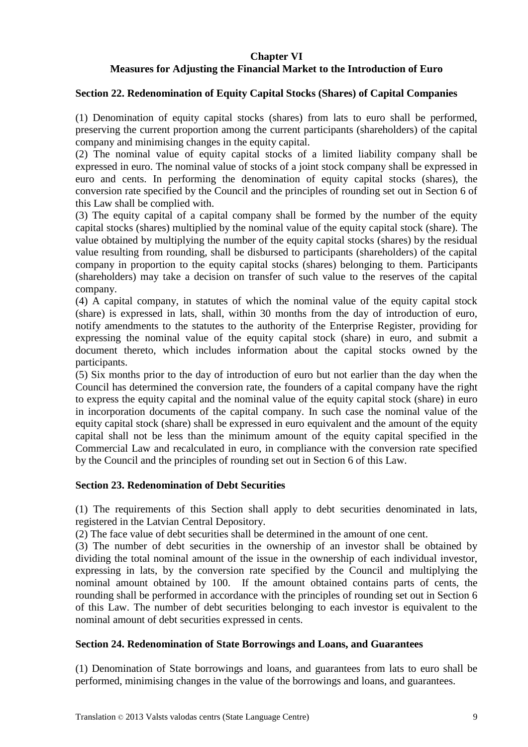## Chapter VI
## Measures for Adjusting the Financial Market to the Introduction of Euro

**Section 22. Redenomination of Equity Capital Stocks (Shares) of Capital Companies**

(1) Denomination of equity capital stocks (shares) from lats to euro shall be performed, preserving the current proportion among the current participants (shareholders) of the capital company and minimising changes in the equity capital.

(2) The nominal value of equity capital stocks of a limited liability company shall be expressed in euro. The nominal value of stocks of a joint stock company shall be expressed in euro and cents. In performing the denomination of equity capital stocks (shares), the conversion rate specified by the Council and the principles of rounding set out in Section 6 of this Law shall be complied with.

(3) The equity capital of a capital company shall be formed by the number of the equity capital stocks (shares) multiplied by the nominal value of the equity capital stock (share). The value obtained by multiplying the number of the equity capital stocks (shares) by the residual value resulting from rounding, shall be disbursed to participants (shareholders) of the capital company in proportion to the equity capital stocks (shares) belonging to them. Participants (shareholders) may take a decision on transfer of such value to the reserves of the capital company.

(4) A capital company, in statutes of which the nominal value of the equity capital stock (share) is expressed in lats, shall, within 30 months from the day of introduction of euro, notify amendments to the statutes to the authority of the Enterprise Register, providing for expressing the nominal value of the equity capital stock (share) in euro, and submit a document thereto, which includes information about the capital stocks owned by the participants.

(5) Six months prior to the day of introduction of euro but not earlier than the day when the Council has determined the conversion rate, the founders of a capital company have the right to express the equity capital and the nominal value of the equity capital stock (share) in euro in incorporation documents of the capital company. In such case the nominal value of the equity capital stock (share) shall be expressed in euro equivalent and the amount of the equity capital shall not be less than the minimum amount of the equity capital specified in the Commercial Law and recalculated in euro, in compliance with the conversion rate specified by the Council and the principles of rounding set out in Section 6 of this Law.

**Section 23. Redenomination of Debt Securities**

(1) The requirements of this Section shall apply to debt securities denominated in lats, registered in the Latvian Central Depository.

(2) The face value of debt securities shall be determined in the amount of one cent.

(3) The number of debt securities in the ownership of an investor shall be obtained by dividing the total nominal amount of the issue in the ownership of each individual investor, expressing in lats, by the conversion rate specified by the Council and multiplying the nominal amount obtained by 100. If the amount obtained contains parts of cents, the rounding shall be performed in accordance with the principles of rounding set out in Section 6 of this Law. The number of debt securities belonging to each investor is equivalent to the nominal amount of debt securities expressed in cents.

**Section 24. Redenomination of State Borrowings and Loans, and Guarantees**

(1) Denomination of State borrowings and loans, and guarantees from lats to euro shall be performed, minimising changes in the value of the borrowings and loans, and guarantees.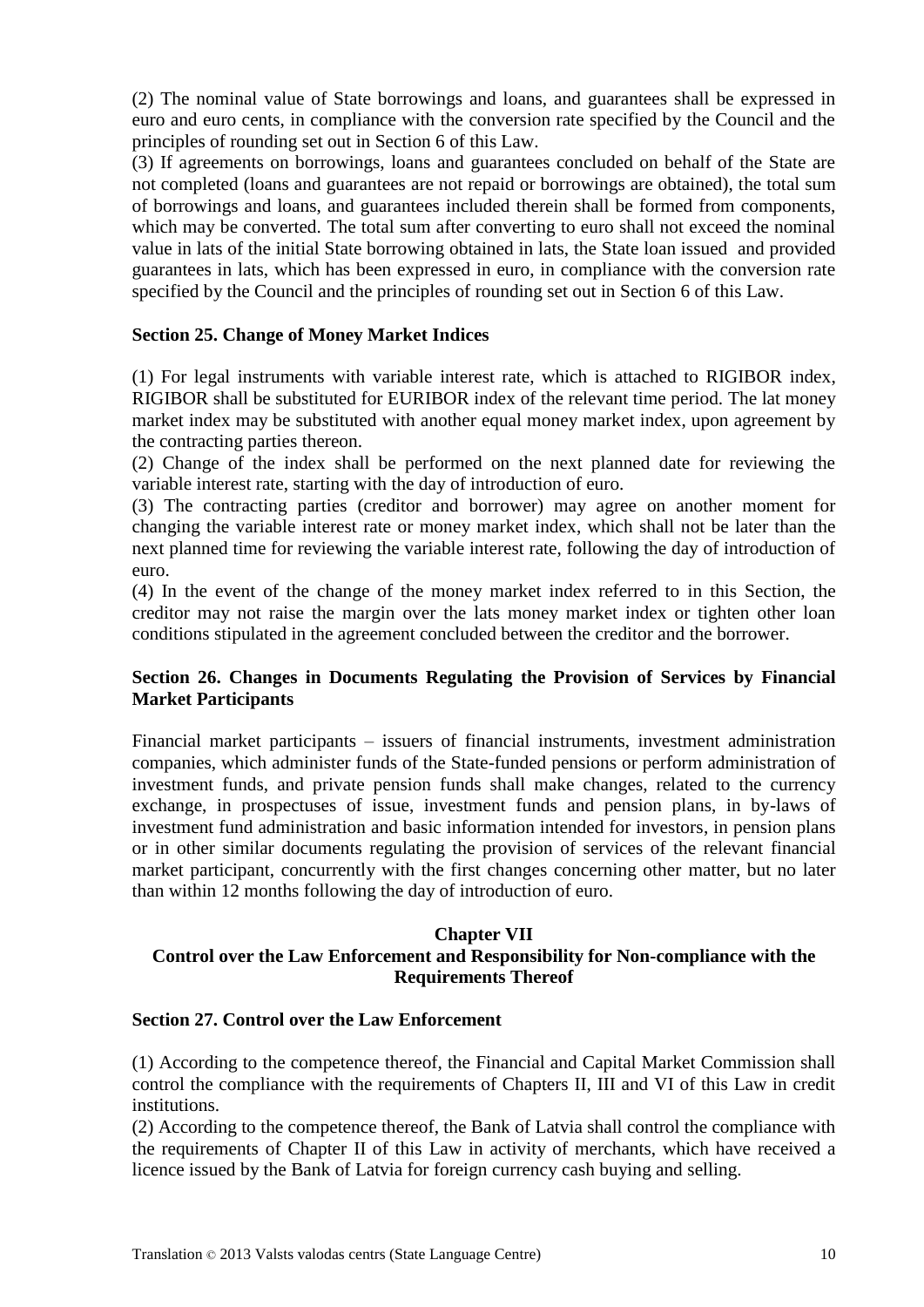(2) The nominal value of State borrowings and loans, and guarantees shall be expressed in euro and euro cents, in compliance with the conversion rate specified by the Council and the principles of rounding set out in Section 6 of this Law.

(3) If agreements on borrowings, loans and guarantees concluded on behalf of the State are not completed (loans and guarantees are not repaid or borrowings are obtained), the total sum of borrowings and loans, and guarantees included therein shall be formed from components, which may be converted. The total sum after converting to euro shall not exceed the nominal value in lats of the initial State borrowing obtained in lats, the State loan issued and provided guarantees in lats, which has been expressed in euro, in compliance with the conversion rate specified by the Council and the principles of rounding set out in Section 6 of this Law.

**Section 25. Change of Money Market Indices**

(1) For legal instruments with variable interest rate, which is attached to RIGIBOR index, RIGIBOR shall be substituted for EURIBOR index of the relevant time period. The lat money market index may be substituted with another equal money market index, upon agreement by the contracting parties thereon.

(2) Change of the index shall be performed on the next planned date for reviewing the variable interest rate, starting with the day of introduction of euro.

(3) The contracting parties (creditor and borrower) may agree on another moment for changing the variable interest rate or money market index, which shall not be later than the next planned time for reviewing the variable interest rate, following the day of introduction of euro.

(4) In the event of the change of the money market index referred to in this Section, the creditor may not raise the margin over the lats money market index or tighten other loan conditions stipulated in the agreement concluded between the creditor and the borrower.

**Section 26. Changes in Documents Regulating the Provision of Services by Financial Market Participants**

Financial market participants – issuers of financial instruments, investment administration companies, which administer funds of the State-funded pensions or perform administration of investment funds, and private pension funds shall make changes, related to the currency exchange, in prospectuses of issue, investment funds and pension plans, in by-laws of investment fund administration and basic information intended for investors, in pension plans or in other similar documents regulating the provision of services of the relevant financial market participant, concurrently with the first changes concerning other matter, but no later than within 12 months following the day of introduction of euro.

## Chapter VII
## Control over the Law Enforcement and Responsibility for Non-compliance with the Requirements Thereof

**Section 27. Control over the Law Enforcement**

(1) According to the competence thereof, the Financial and Capital Market Commission shall control the compliance with the requirements of Chapters II, III and VI of this Law in credit institutions.

(2) According to the competence thereof, the Bank of Latvia shall control the compliance with the requirements of Chapter II of this Law in activity of merchants, which have received a licence issued by the Bank of Latvia for foreign currency cash buying and selling.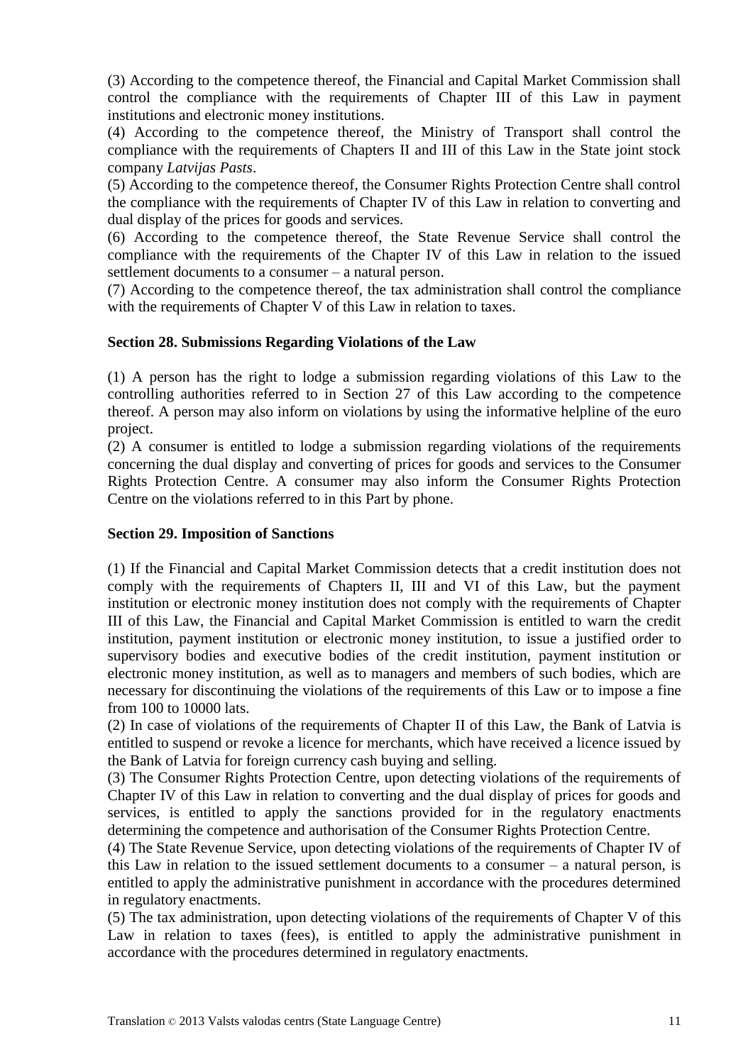(3) According to the competence thereof, the Financial and Capital Market Commission shall control the compliance with the requirements of Chapter III of this Law in payment institutions and electronic money institutions.

(4) According to the competence thereof, the Ministry of Transport shall control the compliance with the requirements of Chapters II and III of this Law in the State joint stock company *Latvijas Pasts*.

(5) According to the competence thereof, the Consumer Rights Protection Centre shall control the compliance with the requirements of Chapter IV of this Law in relation to converting and dual display of the prices for goods and services.

(6) According to the competence thereof, the State Revenue Service shall control the compliance with the requirements of the Chapter IV of this Law in relation to the issued settlement documents to a consumer – a natural person.

(7) According to the competence thereof, the tax administration shall control the compliance with the requirements of Chapter V of this Law in relation to taxes.

**Section 28. Submissions Regarding Violations of the Law**

(1) A person has the right to lodge a submission regarding violations of this Law to the controlling authorities referred to in Section 27 of this Law according to the competence thereof. A person may also inform on violations by using the informative helpline of the euro project.

(2) A consumer is entitled to lodge a submission regarding violations of the requirements concerning the dual display and converting of prices for goods and services to the Consumer Rights Protection Centre. A consumer may also inform the Consumer Rights Protection Centre on the violations referred to in this Part by phone.

**Section 29. Imposition of Sanctions**

(1) If the Financial and Capital Market Commission detects that a credit institution does not comply with the requirements of Chapters II, III and VI of this Law, but the payment institution or electronic money institution does not comply with the requirements of Chapter III of this Law, the Financial and Capital Market Commission is entitled to warn the credit institution, payment institution or electronic money institution, to issue a justified order to supervisory bodies and executive bodies of the credit institution, payment institution or electronic money institution, as well as to managers and members of such bodies, which are necessary for discontinuing the violations of the requirements of this Law or to impose a fine from 100 to 10000 lats.

(2) In case of violations of the requirements of Chapter II of this Law, the Bank of Latvia is entitled to suspend or revoke a licence for merchants, which have received a licence issued by the Bank of Latvia for foreign currency cash buying and selling.

(3) The Consumer Rights Protection Centre, upon detecting violations of the requirements of Chapter IV of this Law in relation to converting and the dual display of prices for goods and services, is entitled to apply the sanctions provided for in the regulatory enactments determining the competence and authorisation of the Consumer Rights Protection Centre.

(4) The State Revenue Service, upon detecting violations of the requirements of Chapter IV of this Law in relation to the issued settlement documents to a consumer – a natural person, is entitled to apply the administrative punishment in accordance with the procedures determined in regulatory enactments.

(5) The tax administration, upon detecting violations of the requirements of Chapter V of this Law in relation to taxes (fees), is entitled to apply the administrative punishment in accordance with the procedures determined in regulatory enactments.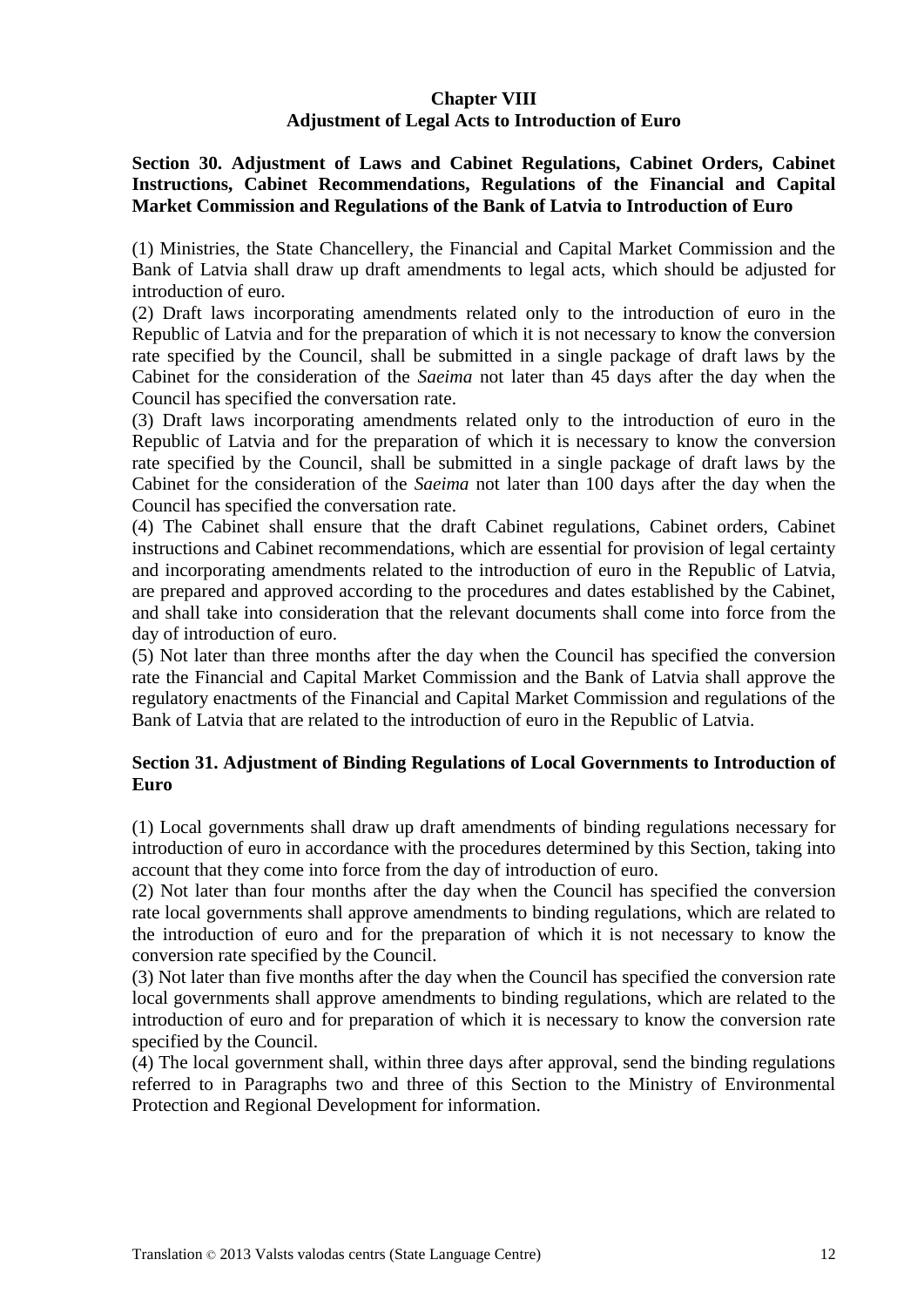## Chapter VIII
## Adjustment of Legal Acts to Introduction of Euro

### Section 30. Adjustment of Laws and Cabinet Regulations, Cabinet Orders, Cabinet Instructions, Cabinet Recommendations, Regulations of the Financial and Capital Market Commission and Regulations of the Bank of Latvia to Introduction of Euro

(1) Ministries, the State Chancellery, the Financial and Capital Market Commission and the Bank of Latvia shall draw up draft amendments to legal acts, which should be adjusted for introduction of euro.

(2) Draft laws incorporating amendments related only to the introduction of euro in the Republic of Latvia and for the preparation of which it is not necessary to know the conversion rate specified by the Council, shall be submitted in a single package of draft laws by the Cabinet for the consideration of the *Saeima* not later than 45 days after the day when the Council has specified the conversation rate.

(3) Draft laws incorporating amendments related only to the introduction of euro in the Republic of Latvia and for the preparation of which it is necessary to know the conversion rate specified by the Council, shall be submitted in a single package of draft laws by the Cabinet for the consideration of the *Saeima* not later than 100 days after the day when the Council has specified the conversation rate.

(4) The Cabinet shall ensure that the draft Cabinet regulations, Cabinet orders, Cabinet instructions and Cabinet recommendations, which are essential for provision of legal certainty and incorporating amendments related to the introduction of euro in the Republic of Latvia, are prepared and approved according to the procedures and dates established by the Cabinet, and shall take into consideration that the relevant documents shall come into force from the day of introduction of euro.

(5) Not later than three months after the day when the Council has specified the conversion rate the Financial and Capital Market Commission and the Bank of Latvia shall approve the regulatory enactments of the Financial and Capital Market Commission and regulations of the Bank of Latvia that are related to the introduction of euro in the Republic of Latvia.

### Section 31. Adjustment of Binding Regulations of Local Governments to Introduction of Euro

(1) Local governments shall draw up draft amendments of binding regulations necessary for introduction of euro in accordance with the procedures determined by this Section, taking into account that they come into force from the day of introduction of euro.

(2) Not later than four months after the day when the Council has specified the conversion rate local governments shall approve amendments to binding regulations, which are related to the introduction of euro and for the preparation of which it is not necessary to know the conversion rate specified by the Council.

(3) Not later than five months after the day when the Council has specified the conversion rate local governments shall approve amendments to binding regulations, which are related to the introduction of euro and for preparation of which it is necessary to know the conversion rate specified by the Council.

(4) The local government shall, within three days after approval, send the binding regulations referred to in Paragraphs two and three of this Section to the Ministry of Environmental Protection and Regional Development for information.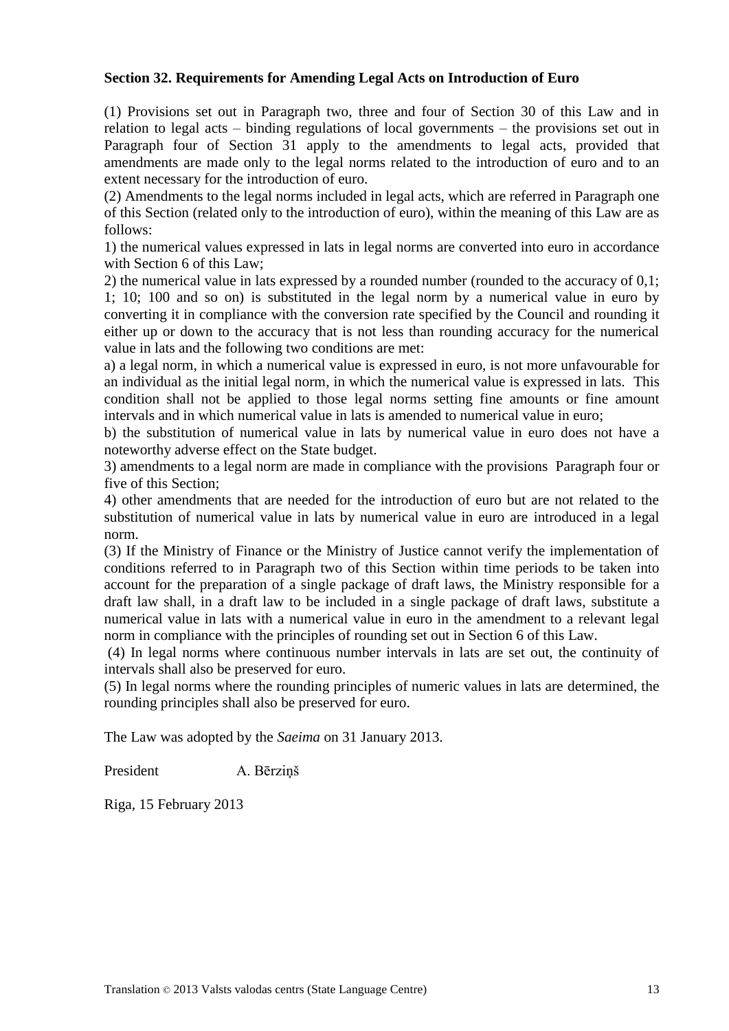**Section 32. Requirements for Amending Legal Acts on Introduction of Euro**

(1) Provisions set out in Paragraph two, three and four of Section 30 of this Law and in relation to legal acts – binding regulations of local governments – the provisions set out in Paragraph four of Section 31 apply to the amendments to legal acts, provided that amendments are made only to the legal norms related to the introduction of euro and to an extent necessary for the introduction of euro.

(2) Amendments to the legal norms included in legal acts, which are referred in Paragraph one of this Section (related only to the introduction of euro), within the meaning of this Law are as follows:

1) the numerical values expressed in lats in legal norms are converted into euro in accordance with Section 6 of this Law;

2) the numerical value in lats expressed by a rounded number (rounded to the accuracy of 0,1; 1; 10; 100 and so on) is substituted in the legal norm by a numerical value in euro by converting it in compliance with the conversion rate specified by the Council and rounding it either up or down to the accuracy that is not less than rounding accuracy for the numerical value in lats and the following two conditions are met:

a) a legal norm, in which a numerical value is expressed in euro, is not more unfavourable for an individual as the initial legal norm, in which the numerical value is expressed in lats. This condition shall not be applied to those legal norms setting fine amounts or fine amount intervals and in which numerical value in lats is amended to numerical value in euro;

b) the substitution of numerical value in lats by numerical value in euro does not have a noteworthy adverse effect on the State budget.

3) amendments to a legal norm are made in compliance with the provisions Paragraph four or five of this Section;

4) other amendments that are needed for the introduction of euro but are not related to the substitution of numerical value in lats by numerical value in euro are introduced in a legal norm.

(3) If the Ministry of Finance or the Ministry of Justice cannot verify the implementation of conditions referred to in Paragraph two of this Section within time periods to be taken into account for the preparation of a single package of draft laws, the Ministry responsible for a draft law shall, in a draft law to be included in a single package of draft laws, substitute a numerical value in lats with a numerical value in euro in the amendment to a relevant legal norm in compliance with the principles of rounding set out in Section 6 of this Law.

(4) In legal norms where continuous number intervals in lats are set out, the continuity of intervals shall also be preserved for euro.

(5) In legal norms where the rounding principles of numeric values in lats are determined, the rounding principles shall also be preserved for euro.

The Law was adopted by the *Saeima* on 31 January 2013.

President A. Bērziņš

Riga, 15 February 2013

Translation © 2013 Valsts valodas centrs (State Language Centre)